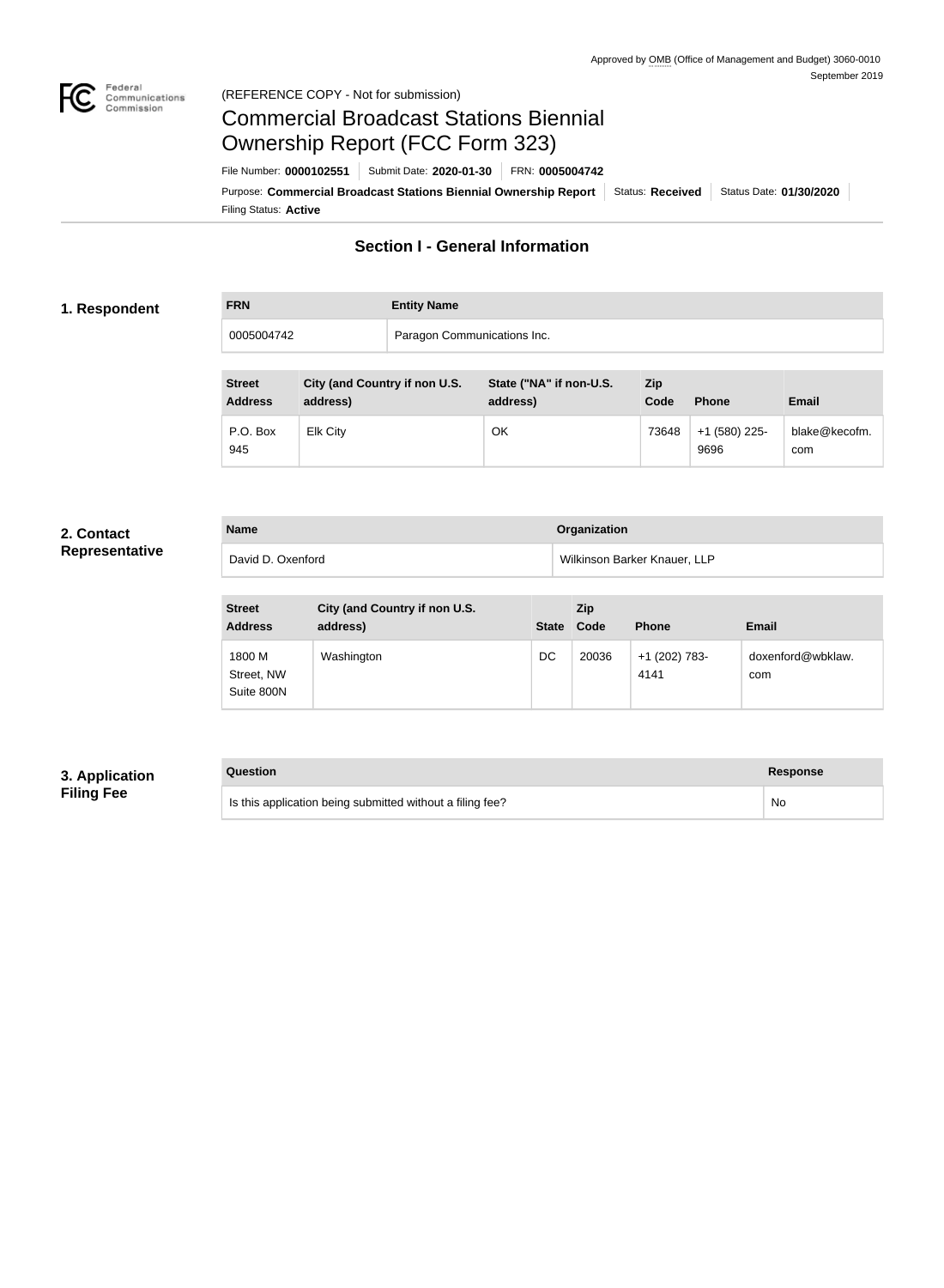Approved by OMB (Office of Management and Budget) 3060-0010
September 2019

(REFERENCE COPY - Not for submission)

# Commercial Broadcast Stations Biennial Ownership Report (FCC Form 323)

File Number: **0000102551** | Submit Date: **2020-01-30** | FRN: **0005004742**

Purpose: **Commercial Broadcast Stations Biennial Ownership Report** | Status: **Received** | Status Date: **01/30/2020**

Filing Status: **Active**

## Section I - General Information

### 1. Respondent

| FRN | Entity Name |
| --- | --- |
| 0005004742 | Paragon Communications Inc. |

| Street Address | City (and Country if non U.S. address) | State ("NA" if non-U.S. address) | Zip Code | Phone | Email |
| --- | --- | --- | --- | --- | --- |
| P.O. Box 945 | Elk City | OK | 73648 | +1 (580) 225-9696 | blake@kecofm.com |

### 2. Contact Representative

| Name | Organization |
| --- | --- |
| David D. Oxenford | Wilkinson Barker Knauer, LLP |

| Street Address | City (and Country if non U.S. address) | State | Zip Code | Phone | Email |
| --- | --- | --- | --- | --- | --- |
| 1800 M Street, NW Suite 800N | Washington | DC | 20036 | +1 (202) 783-4141 | doxenford@wbklaw.com |

### 3. Application Filing Fee

| Question | Response |
| --- | --- |
| Is this application being submitted without a filing fee? | No |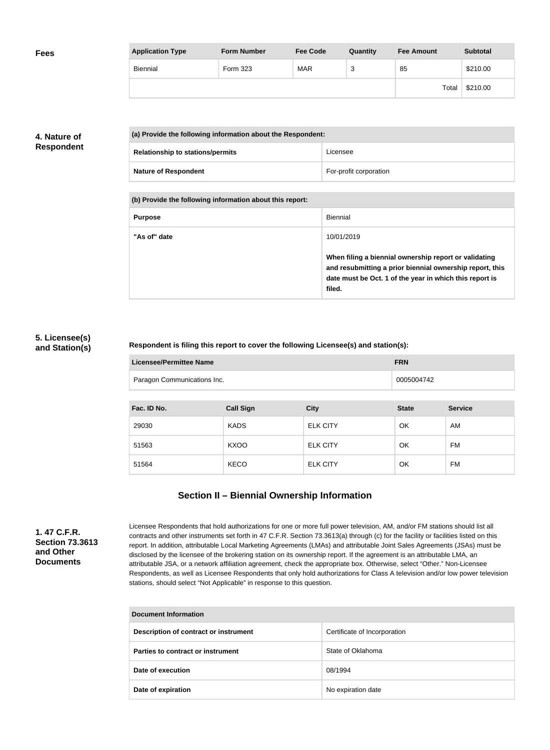**Fees**

| Application Type | Form Number | Fee Code | Quantity | Fee Amount | Subtotal |
|---|---|---|---|---|---|
| Biennial | Form 323 | MAR | 3 | 85 | $210.00 |
| | | | | Total | $210.00 |

**4. Nature of Respondent**

| (a) Provide the following information about the Respondent: | |
|---|---|
| Relationship to stations/permits | Licensee |
| Nature of Respondent | For-profit corporation |

| (b) Provide the following information about this report: | |
|---|---|
| Purpose | Biennial |
| "As of" date | 10/01/2019<br><br>**When filing a biennial ownership report or validating and resubmitting a prior biennial ownership report, this date must be Oct. 1 of the year in which this report is filed.** |

**5. Licensee(s) and Station(s)**

**Respondent is filing this report to cover the following Licensee(s) and station(s):**

| Licensee/Permittee Name | FRN |
|---|---|
| Paragon Communications Inc. | 0005004742 |

| Fac. ID No. | Call Sign | City | State | Service |
|---|---|---|---|---|
| 29030 | KADS | ELK CITY | OK | AM |
| 51563 | KXOO | ELK CITY | OK | FM |
| 51564 | KECO | ELK CITY | OK | FM |

## Section II – Biennial Ownership Information

**1. 47 C.F.R. Section 73.3613 and Other Documents**

Licensee Respondents that hold authorizations for one or more full power television, AM, and/or FM stations should list all contracts and other instruments set forth in 47 C.F.R. Section 73.3613(a) through (c) for the facility or facilities listed on this report. In addition, attributable Local Marketing Agreements (LMAs) and attributable Joint Sales Agreements (JSAs) must be disclosed by the licensee of the brokering station on its ownership report. If the agreement is an attributable LMA, an attributable JSA, or a network affiliation agreement, check the appropriate box. Otherwise, select "Other." Non-Licensee Respondents, as well as Licensee Respondents that only hold authorizations for Class A television and/or low power television stations, should select "Not Applicable" in response to this question.

| Document Information | |
|---|---|
| Description of contract or instrument | Certificate of Incorporation |
| Parties to contract or instrument | State of Oklahoma |
| Date of execution | 08/1994 |
| Date of expiration | No expiration date |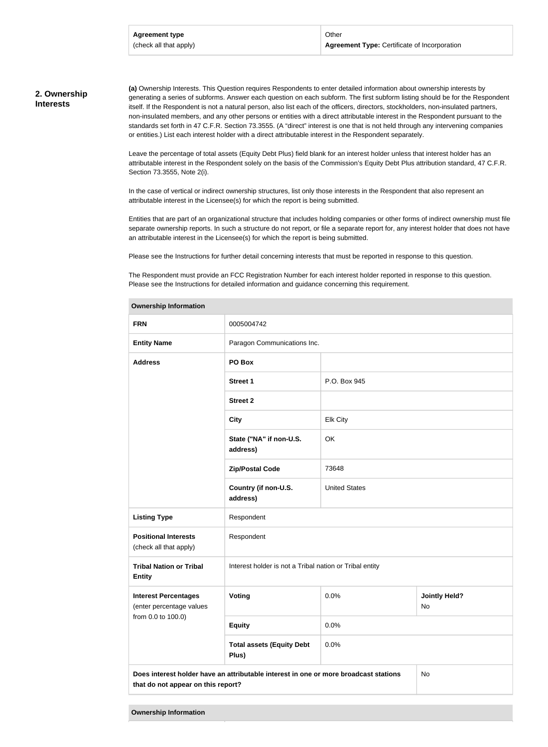| Agreement type (check all that apply) | Other **Agreement Type:** Certificate of Incorporation |
|---|---|

## 2. Ownership Interests

**(a)** Ownership Interests. This Question requires Respondents to enter detailed information about ownership interests by generating a series of subforms. Answer each question on each subform. The first subform listing should be for the Respondent itself. If the Respondent is not a natural person, also list each of the officers, directors, stockholders, non-insulated partners, non-insulated members, and any other persons or entities with a direct attributable interest in the Respondent pursuant to the standards set forth in 47 C.F.R. Section 73.3555. (A "direct" interest is one that is not held through any intervening companies or entities.) List each interest holder with a direct attributable interest in the Respondent separately.

Leave the percentage of total assets (Equity Debt Plus) field blank for an interest holder unless that interest holder has an attributable interest in the Respondent solely on the basis of the Commission's Equity Debt Plus attribution standard, 47 C.F.R. Section 73.3555, Note 2(i).

In the case of vertical or indirect ownership structures, list only those interests in the Respondent that also represent an attributable interest in the Licensee(s) for which the report is being submitted.

Entities that are part of an organizational structure that includes holding companies or other forms of indirect ownership must file separate ownership reports. In such a structure do not report, or file a separate report for, any interest holder that does not have an attributable interest in the Licensee(s) for which the report is being submitted.

Please see the Instructions for further detail concerning interests that must be reported in response to this question.

The Respondent must provide an FCC Registration Number for each interest holder reported in response to this question. Please see the Instructions for detailed information and guidance concerning this requirement.

| **Ownership Information** | | | |
|---|---|---|---|
| **FRN** | 0005004742 | | |
| **Entity Name** | Paragon Communications Inc. | | |
| **Address** | **PO Box** | | |
| | **Street 1** | P.O. Box 945 | |
| | **Street 2** | | |
| | **City** | Elk City | |
| | **State ("NA" if non-U.S. address)** | OK | |
| | **Zip/Postal Code** | 73648 | |
| | **Country (if non-U.S. address)** | United States | |
| **Listing Type** | Respondent | | |
| **Positional Interests** (check all that apply) | Respondent | | |
| **Tribal Nation or Tribal Entity** | Interest holder is not a Tribal nation or Tribal entity | | |
| **Interest Percentages** (enter percentage values from 0.0 to 100.0) | **Voting** | 0.0% | **Jointly Held?** No |
| | **Equity** | 0.0% | |
| | **Total assets (Equity Debt Plus)** | 0.0% | |
| **Does interest holder have an attributable interest in one or more broadcast stations that do not appear on this report?** | | | No |

| **Ownership Information** |
|---|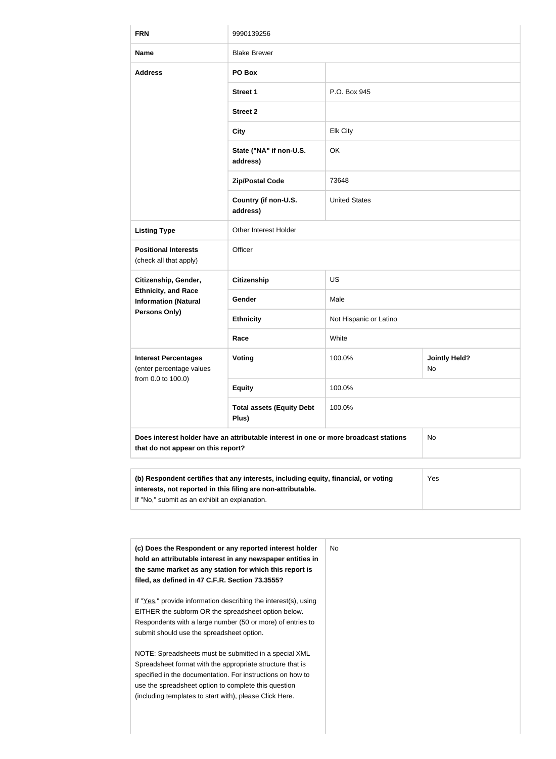| | | | |
|---|---|---|---|
| **FRN** | 9990139256 | | |
| **Name** | Blake Brewer | | |
| **Address** | **PO Box** | | |
| | **Street 1** | P.O. Box 945 | |
| | **Street 2** | | |
| | **City** | Elk City | |
| | **State ("NA" if non-U.S. address)** | OK | |
| | **Zip/Postal Code** | 73648 | |
| | **Country (if non-U.S. address)** | United States | |
| **Listing Type** | Other Interest Holder | | |
| **Positional Interests** (check all that apply) | Officer | | |
| **Citizenship, Gender, Ethnicity, and Race Information (Natural Persons Only)** | **Citizenship** | US | |
| | **Gender** | Male | |
| | **Ethnicity** | Not Hispanic or Latino | |
| | **Race** | White | |
| **Interest Percentages** (enter percentage values from 0.0 to 100.0) | **Voting** | 100.0% | **Jointly Held?** No |
| | **Equity** | 100.0% | |
| | **Total assets (Equity Debt Plus)** | 100.0% | |
| **Does interest holder have an attributable interest in one or more broadcast stations that do not appear on this report?** | | | No |

| | |
|---|---|
| **(b) Respondent certifies that any interests, including equity, financial, or voting interests, not reported in this filing are non-attributable.** If "No," submit as an exhibit an explanation. | Yes |

| | |
|---|---|
| **(c) Does the Respondent or any reported interest holder hold an attributable interest in any newspaper entities in the same market as any station for which this report is filed, as defined in 47 C.F.R. Section 73.3555?**<br><br>If "Yes," provide information describing the interest(s), using EITHER the subform OR the spreadsheet option below. Respondents with a large number (50 or more) of entries to submit should use the spreadsheet option.<br><br>NOTE: Spreadsheets must be submitted in a special XML Spreadsheet format with the appropriate structure that is specified in the documentation. For instructions on how to use the spreadsheet option to complete this question (including templates to start with), please Click Here. | No |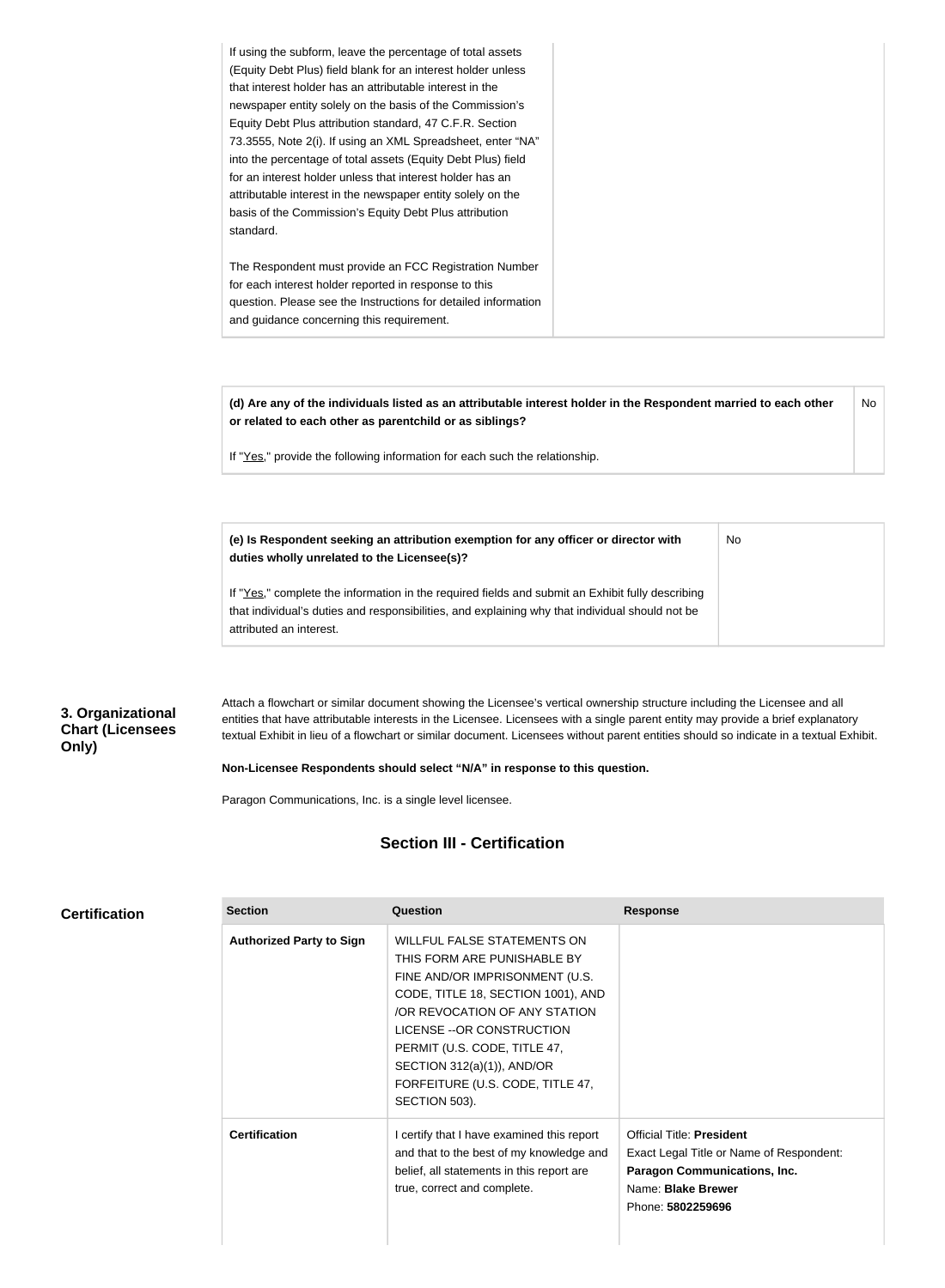| | |
|---|---|
| If using the subform, leave the percentage of total assets (Equity Debt Plus) field blank for an interest holder unless that interest holder has an attributable interest in the newspaper entity solely on the basis of the Commission's Equity Debt Plus attribution standard, 47 C.F.R. Section 73.3555, Note 2(i). If using an XML Spreadsheet, enter "NA" into the percentage of total assets (Equity Debt Plus) field for an interest holder unless that interest holder has an attributable interest in the newspaper entity solely on the basis of the Commission's Equity Debt Plus attribution standard.<br><br>The Respondent must provide an FCC Registration Number for each interest holder reported in response to this question. Please see the Instructions for detailed information and guidance concerning this requirement. | |

| | |
|---|---|
| **(d) Are any of the individuals listed as an attributable interest holder in the Respondent married to each other or related to each other as parentchild or as siblings?**<br><br>If "Yes," provide the following information for each such the relationship. | No |

| | |
|---|---|
| **(e) Is Respondent seeking an attribution exemption for any officer or director with duties wholly unrelated to the Licensee(s)?**<br><br>If "Yes," complete the information in the required fields and submit an Exhibit fully describing that individual's duties and responsibilities, and explaining why that individual should not be attributed an interest. | No |

**3. Organizational Chart (Licensees Only)**

Attach a flowchart or similar document showing the Licensee's vertical ownership structure including the Licensee and all entities that have attributable interests in the Licensee. Licensees with a single parent entity may provide a brief explanatory textual Exhibit in lieu of a flowchart or similar document. Licensees without parent entities should so indicate in a textual Exhibit.

**Non-Licensee Respondents should select "N/A" in response to this question.**

Paragon Communications, Inc. is a single level licensee.

## Section III - Certification

**Certification**

| Section | Question | Response |
|---|---|---|
| **Authorized Party to Sign** | WILLFUL FALSE STATEMENTS ON THIS FORM ARE PUNISHABLE BY FINE AND/OR IMPRISONMENT (U.S. CODE, TITLE 18, SECTION 1001), AND /OR REVOCATION OF ANY STATION LICENSE --OR CONSTRUCTION PERMIT (U.S. CODE, TITLE 47, SECTION 312(a)(1)), AND/OR FORFEITURE (U.S. CODE, TITLE 47, SECTION 503). | |
| **Certification** | I certify that I have examined this report and that to the best of my knowledge and belief, all statements in this report are true, correct and complete. | Official Title: **President**<br>Exact Legal Title or Name of Respondent: **Paragon Communications, Inc.**<br>Name: **Blake Brewer**<br>Phone: **5802259696** |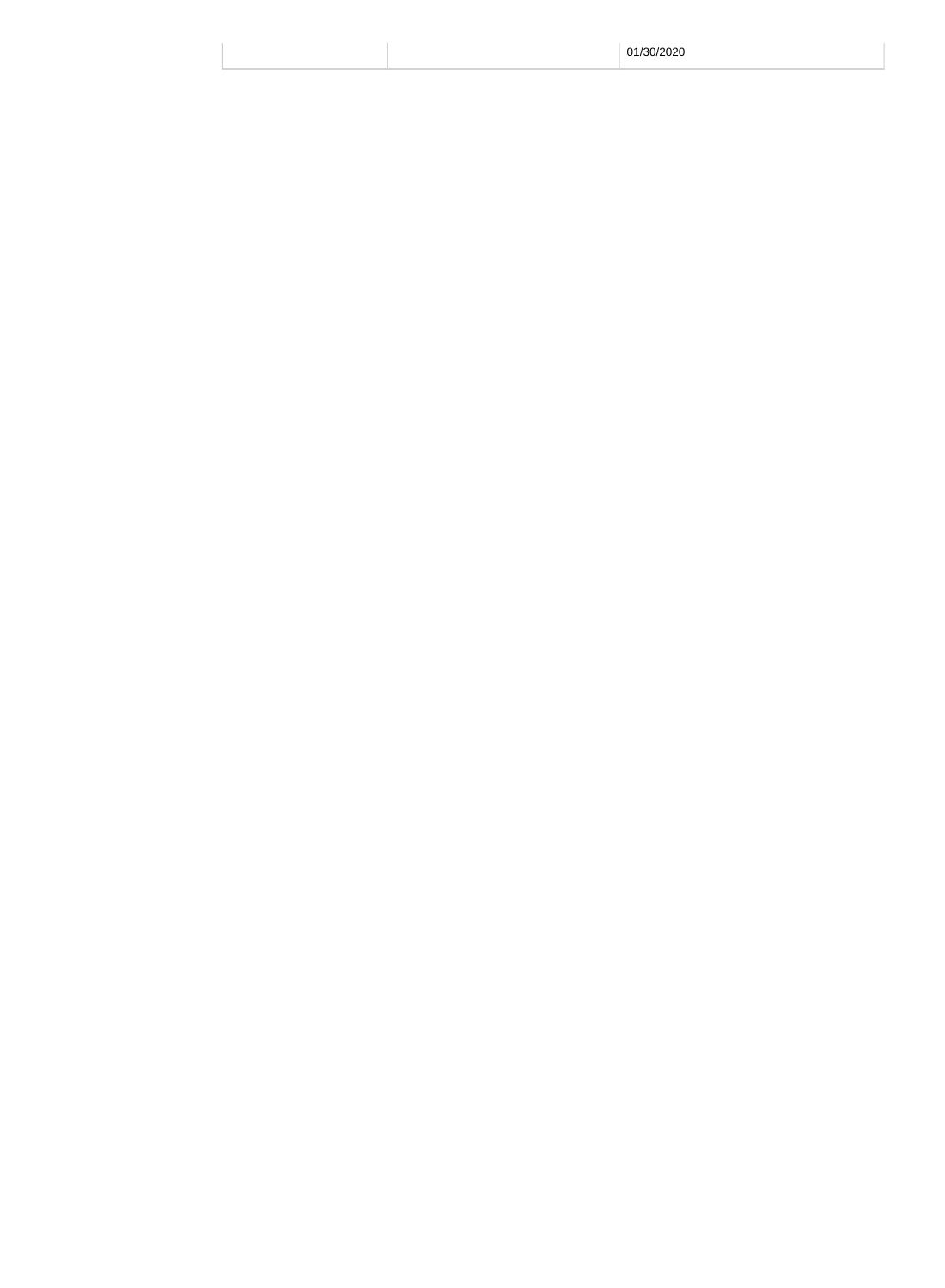| | | |
|---|---|---|
| | | 01/30/2020 |